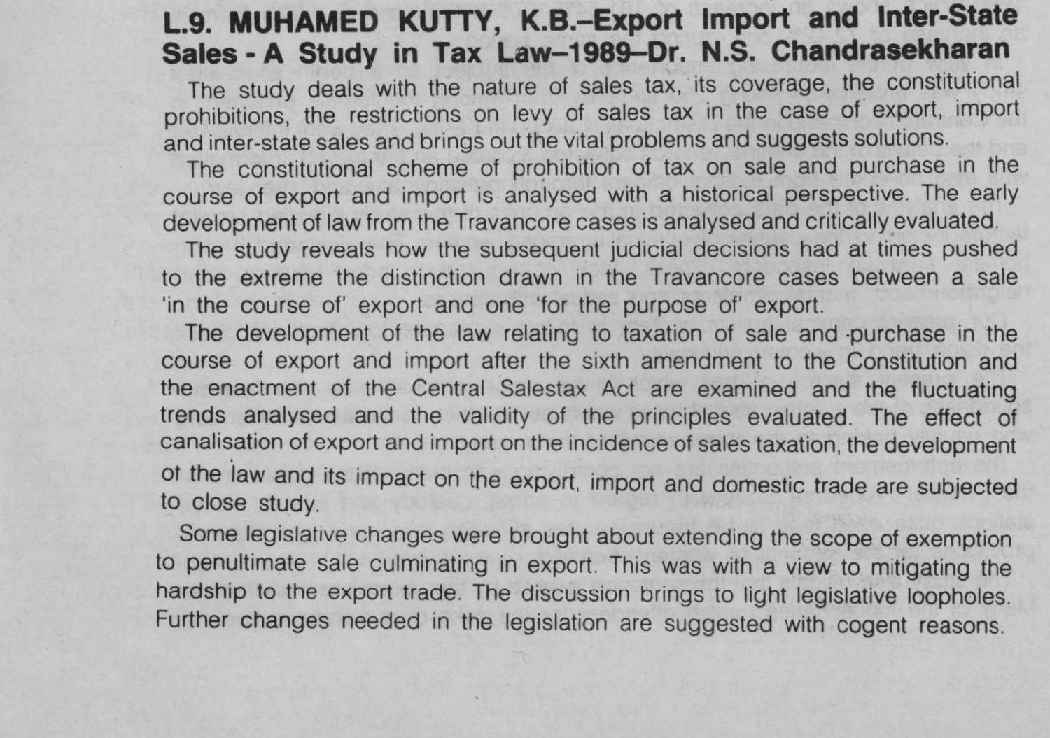## L.9. MUHAMED KUTTY, K.B.–Export Import and Inter-State Sales - A Study in Tax Law–1989–Dr. N.S. Chandrasekharan

The study deals with the nature of sales tax, its coverage, the constitutional prohibitions, the restrictions on levy of sales tax in the case of export, import and inter-state sales and brings out the vital problems and suggests solutions.

The constitutional scheme of prohibition of tax on sale and purchase in the course of export and import is analysed with a historical perspective. The early development of law from the Travancore cases is analysed and critically evaluated.

The study reveals how the subsequent judicial decisions had at times pushed to the extreme the distinction drawn in the Travancore cases between a sale 'in the course of' export and one 'for the purpose of' export.

The development of the law relating to taxation of sale and purchase in the course of export and import after the sixth amendment to the Constitution and the enactment of the Central Salestax Act are examined and the fluctuating trends analysed and the validity of the principles evaluated. The effect of canalisation of export and import on the incidence of sales taxation, the development of the law and its impact on the export, import and domestic trade are subjected to close study.

Some legislative changes were brought about extending the scope of exemption to penultimate sale culminating in export. This was with a view to mitigating the hardship to the export trade. The discussion brings to light legislative loopholes. Further changes needed in the legislation are suggested with cogent reasons.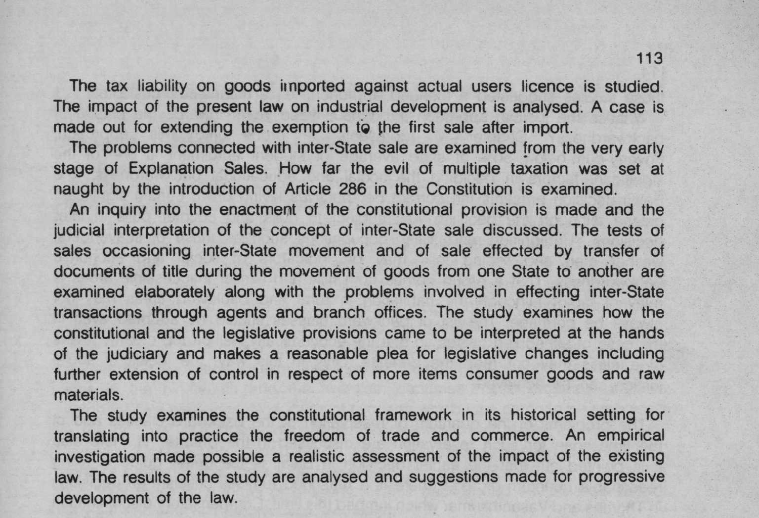The tax liability on goods imported against actual users licence is studied. The impact of the present law on industrial development is analysed. A case is made out for extending the exemption to the first sale after import.

The problems connected with inter-State sale are examined from the very early stage of Explanation Sales. How far the evil of multiple taxation was set at naught by the introduction of Article 286 in the Constitution is examined.

An inquiry into the enactment of the constitutional provision is made and the judicial interpretation of the concept of inter-State sale discussed. The tests of sales occasioning inter-State movement and of sale effected by transfer of documents of title during the movement of goods from one State to another are examined elaborately along with the problems involved in effecting inter-State transactions through agents and branch offices. The study examines how the constitutional and the legislative provisions came to be interpreted at the hands of the judiciary and makes a reasonable plea for legislative changes including further extension of control in respect of more items consumer goods and raw materials.

The study examines the constitutional framework in its historical setting for translating into practice the freedom of trade and commerce. An empirical investigation made possible a realistic assessment of the impact of the existing law. The results of the study are analysed and suggestions made for progressive development of the law.